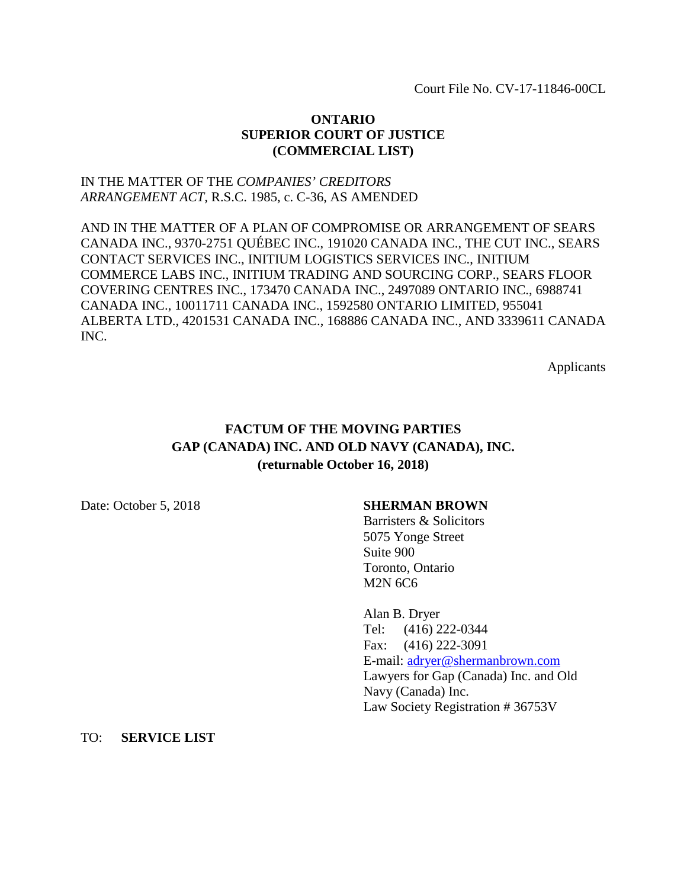Court File No. CV-17-11846-00CL

**ONTARIO**
**SUPERIOR COURT OF JUSTICE**
**(COMMERCIAL LIST)**

IN THE MATTER OF THE *COMPANIES' CREDITORS ARRANGEMENT ACT*, R.S.C. 1985, c. C-36, AS AMENDED

AND IN THE MATTER OF A PLAN OF COMPROMISE OR ARRANGEMENT OF SEARS CANADA INC., 9370-2751 QUÉBEC INC., 191020 CANADA INC., THE CUT INC., SEARS CONTACT SERVICES INC., INITIUM LOGISTICS SERVICES INC., INITIUM COMMERCE LABS INC., INITIUM TRADING AND SOURCING CORP., SEARS FLOOR COVERING CENTRES INC., 173470 CANADA INC., 2497089 ONTARIO INC., 6988741 CANADA INC., 10011711 CANADA INC., 1592580 ONTARIO LIMITED, 955041 ALBERTA LTD., 4201531 CANADA INC., 168886 CANADA INC., AND 3339611 CANADA INC.

Applicants

**FACTUM OF THE MOVING PARTIES**
**GAP (CANADA) INC. AND OLD NAVY (CANADA), INC.**
**(returnable October 16, 2018)**

Date: October 5, 2018

**SHERMAN BROWN**
Barristers & Solicitors
5075 Yonge Street
Suite 900
Toronto, Ontario
M2N 6C6

Alan B. Dryer
Tel: (416) 222-0344
Fax: (416) 222-3091
E-mail: adryer@shermanbrown.com
Lawyers for Gap (Canada) Inc. and Old Navy (Canada) Inc.
Law Society Registration # 36753V

TO: **SERVICE LIST**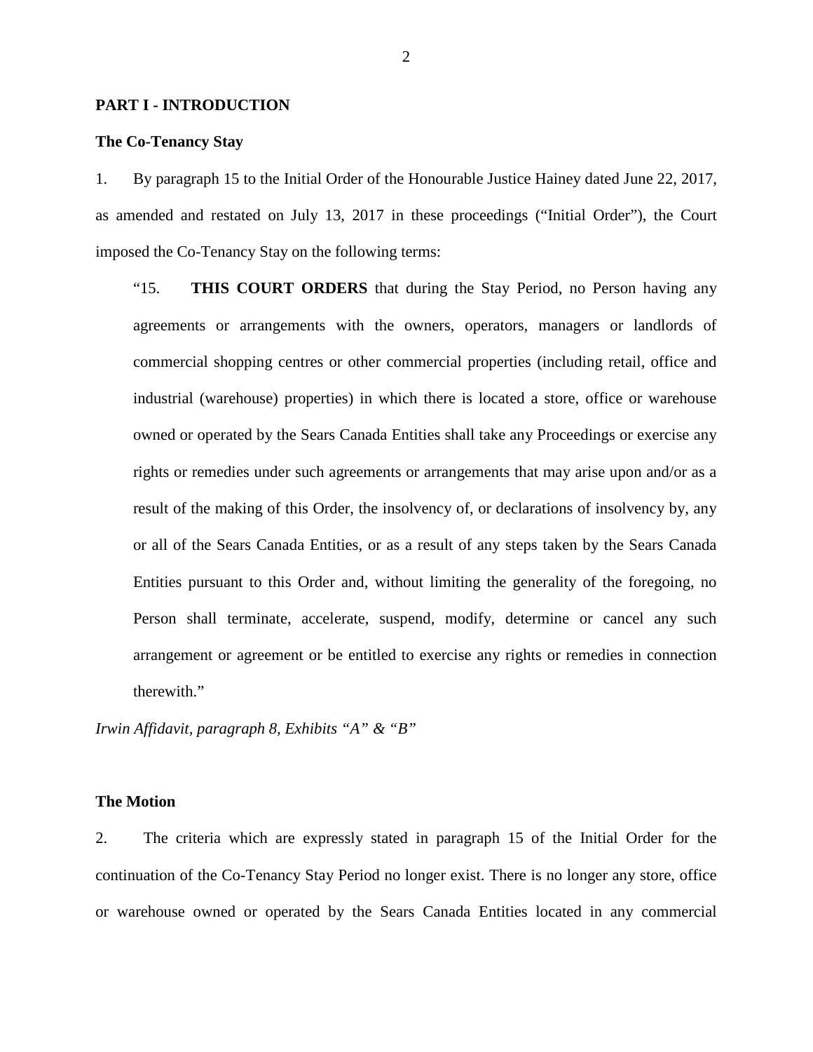## PART I - INTRODUCTION

### The Co-Tenancy Stay

1. By paragraph 15 to the Initial Order of the Honourable Justice Hainey dated June 22, 2017, as amended and restated on July 13, 2017 in these proceedings ("Initial Order"), the Court imposed the Co-Tenancy Stay on the following terms:

> "15. **THIS COURT ORDERS** that during the Stay Period, no Person having any agreements or arrangements with the owners, operators, managers or landlords of commercial shopping centres or other commercial properties (including retail, office and industrial (warehouse) properties) in which there is located a store, office or warehouse owned or operated by the Sears Canada Entities shall take any Proceedings or exercise any rights or remedies under such agreements or arrangements that may arise upon and/or as a result of the making of this Order, the insolvency of, or declarations of insolvency by, any or all of the Sears Canada Entities, or as a result of any steps taken by the Sears Canada Entities pursuant to this Order and, without limiting the generality of the foregoing, no Person shall terminate, accelerate, suspend, modify, determine or cancel any such arrangement or agreement or be entitled to exercise any rights or remedies in connection therewith."

*Irwin Affidavit, paragraph 8, Exhibits "A" & "B"*

### The Motion

2. The criteria which are expressly stated in paragraph 15 of the Initial Order for the continuation of the Co-Tenancy Stay Period no longer exist. There is no longer any store, office or warehouse owned or operated by the Sears Canada Entities located in any commercial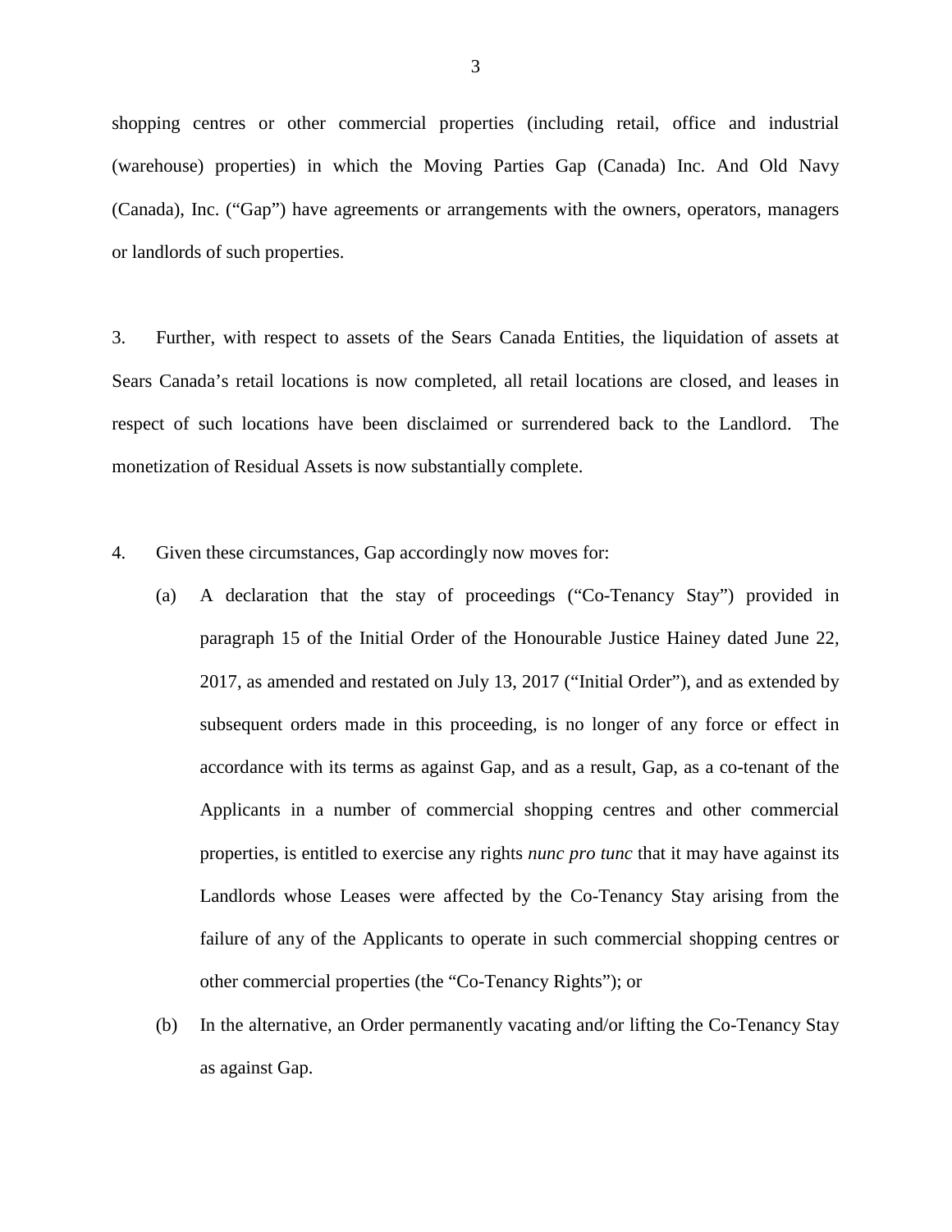shopping centres or other commercial properties (including retail, office and industrial (warehouse) properties) in which the Moving Parties Gap (Canada) Inc. And Old Navy (Canada), Inc. ("Gap") have agreements or arrangements with the owners, operators, managers or landlords of such properties.

3. Further, with respect to assets of the Sears Canada Entities, the liquidation of assets at Sears Canada's retail locations is now completed, all retail locations are closed, and leases in respect of such locations have been disclaimed or surrendered back to the Landlord. The monetization of Residual Assets is now substantially complete.

4. Given these circumstances, Gap accordingly now moves for:

   (a) A declaration that the stay of proceedings ("Co-Tenancy Stay") provided in paragraph 15 of the Initial Order of the Honourable Justice Hainey dated June 22, 2017, as amended and restated on July 13, 2017 ("Initial Order"), and as extended by subsequent orders made in this proceeding, is no longer of any force or effect in accordance with its terms as against Gap, and as a result, Gap, as a co-tenant of the Applicants in a number of commercial shopping centres and other commercial properties, is entitled to exercise any rights *nunc pro tunc* that it may have against its Landlords whose Leases were affected by the Co-Tenancy Stay arising from the failure of any of the Applicants to operate in such commercial shopping centres or other commercial properties (the "Co-Tenancy Rights"); or

   (b) In the alternative, an Order permanently vacating and/or lifting the Co-Tenancy Stay as against Gap.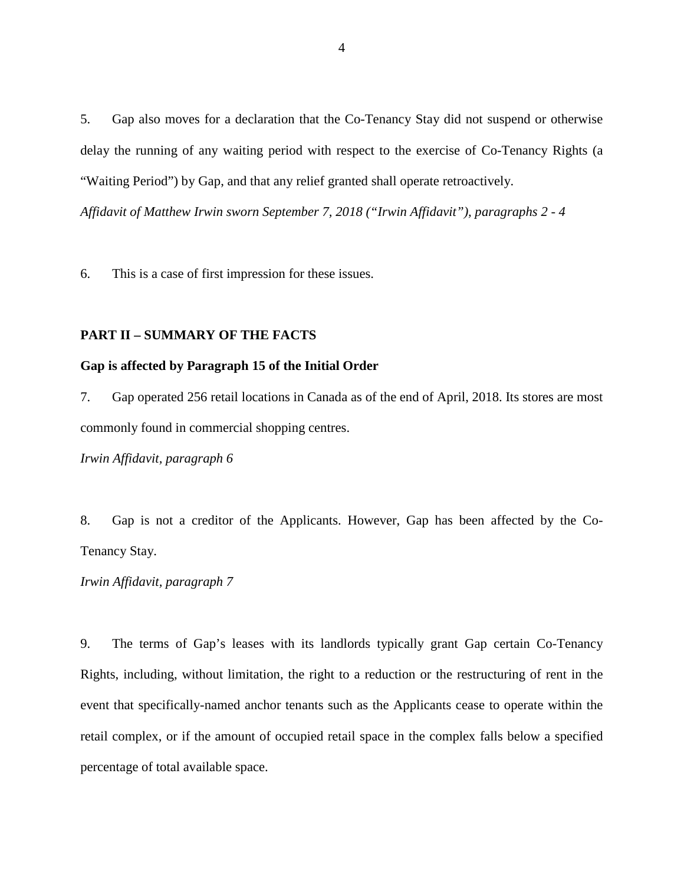5. Gap also moves for a declaration that the Co-Tenancy Stay did not suspend or otherwise delay the running of any waiting period with respect to the exercise of Co-Tenancy Rights (a "Waiting Period") by Gap, and that any relief granted shall operate retroactively.

*Affidavit of Matthew Irwin sworn September 7, 2018 ("Irwin Affidavit"), paragraphs 2 - 4*

6. This is a case of first impression for these issues.

## PART II – SUMMARY OF THE FACTS

### Gap is affected by Paragraph 15 of the Initial Order

7. Gap operated 256 retail locations in Canada as of the end of April, 2018. Its stores are most commonly found in commercial shopping centres.

*Irwin Affidavit, paragraph 6*

8. Gap is not a creditor of the Applicants. However, Gap has been affected by the Co-Tenancy Stay.

*Irwin Affidavit, paragraph 7*

9. The terms of Gap's leases with its landlords typically grant Gap certain Co-Tenancy Rights, including, without limitation, the right to a reduction or the restructuring of rent in the event that specifically-named anchor tenants such as the Applicants cease to operate within the retail complex, or if the amount of occupied retail space in the complex falls below a specified percentage of total available space.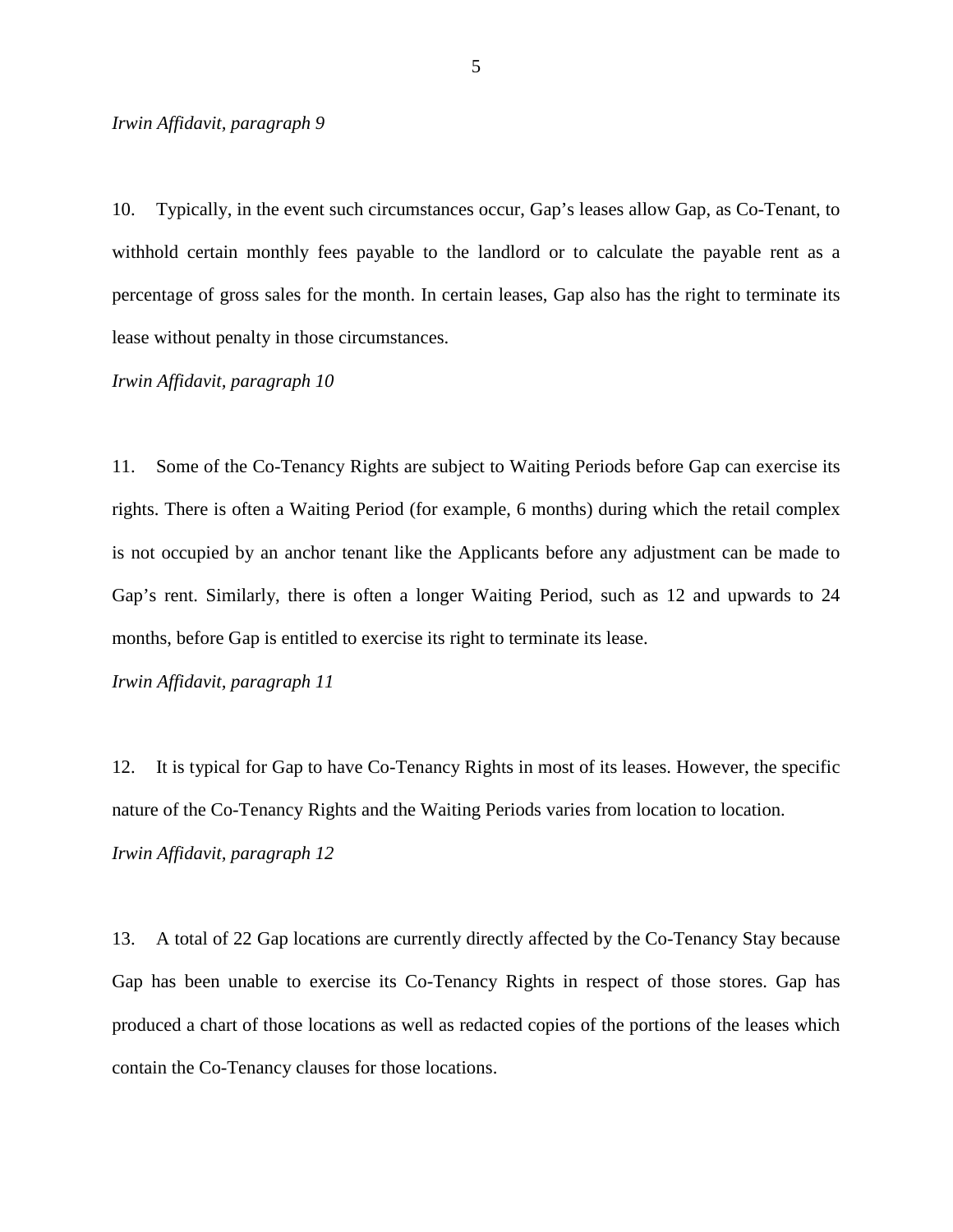*Irwin Affidavit, paragraph 9*

10. Typically, in the event such circumstances occur, Gap's leases allow Gap, as Co-Tenant, to withhold certain monthly fees payable to the landlord or to calculate the payable rent as a percentage of gross sales for the month. In certain leases, Gap also has the right to terminate its lease without penalty in those circumstances.

*Irwin Affidavit, paragraph 10*

11. Some of the Co-Tenancy Rights are subject to Waiting Periods before Gap can exercise its rights. There is often a Waiting Period (for example, 6 months) during which the retail complex is not occupied by an anchor tenant like the Applicants before any adjustment can be made to Gap's rent. Similarly, there is often a longer Waiting Period, such as 12 and upwards to 24 months, before Gap is entitled to exercise its right to terminate its lease.

*Irwin Affidavit, paragraph 11*

12. It is typical for Gap to have Co-Tenancy Rights in most of its leases. However, the specific nature of the Co-Tenancy Rights and the Waiting Periods varies from location to location.

*Irwin Affidavit, paragraph 12*

13. A total of 22 Gap locations are currently directly affected by the Co-Tenancy Stay because Gap has been unable to exercise its Co-Tenancy Rights in respect of those stores. Gap has produced a chart of those locations as well as redacted copies of the portions of the leases which contain the Co-Tenancy clauses for those locations.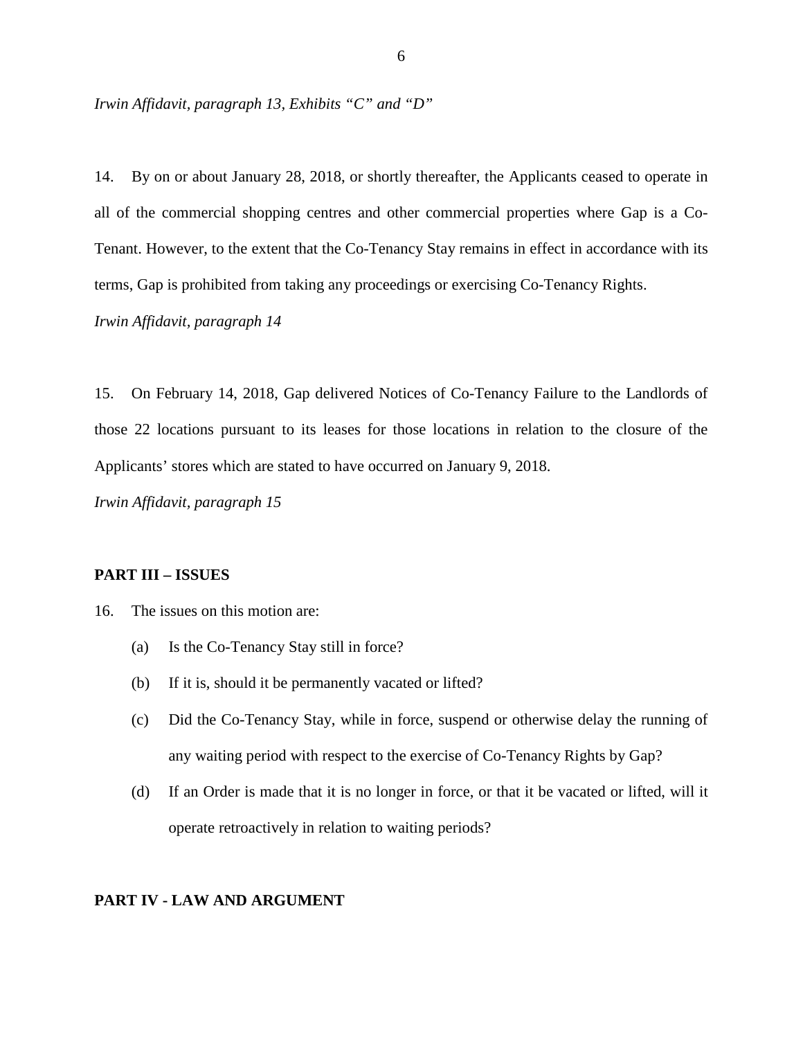*Irwin Affidavit, paragraph 13, Exhibits "C" and "D"*

14. By on or about January 28, 2018, or shortly thereafter, the Applicants ceased to operate in all of the commercial shopping centres and other commercial properties where Gap is a Co-Tenant. However, to the extent that the Co-Tenancy Stay remains in effect in accordance with its terms, Gap is prohibited from taking any proceedings or exercising Co-Tenancy Rights.

*Irwin Affidavit, paragraph 14*

15. On February 14, 2018, Gap delivered Notices of Co-Tenancy Failure to the Landlords of those 22 locations pursuant to its leases for those locations in relation to the closure of the Applicants' stores which are stated to have occurred on January 9, 2018.

*Irwin Affidavit, paragraph 15*

## PART III – ISSUES

16. The issues on this motion are:

(a) Is the Co-Tenancy Stay still in force?

(b) If it is, should it be permanently vacated or lifted?

(c) Did the Co-Tenancy Stay, while in force, suspend or otherwise delay the running of any waiting period with respect to the exercise of Co-Tenancy Rights by Gap?

(d) If an Order is made that it is no longer in force, or that it be vacated or lifted, will it operate retroactively in relation to waiting periods?

## PART IV - LAW AND ARGUMENT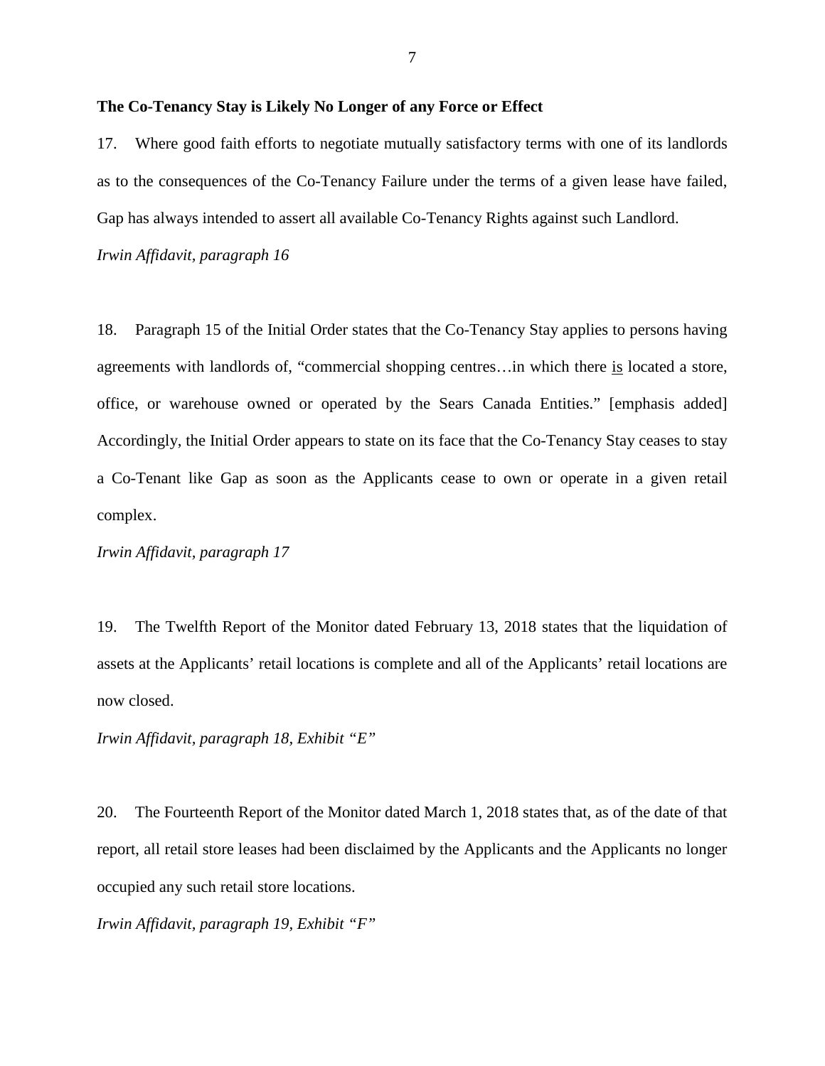**The Co-Tenancy Stay is Likely No Longer of any Force or Effect**

17. Where good faith efforts to negotiate mutually satisfactory terms with one of its landlords as to the consequences of the Co-Tenancy Failure under the terms of a given lease have failed, Gap has always intended to assert all available Co-Tenancy Rights against such Landlord.

*Irwin Affidavit, paragraph 16*

18. Paragraph 15 of the Initial Order states that the Co-Tenancy Stay applies to persons having agreements with landlords of, "commercial shopping centres…in which there <u>is</u> located a store, office, or warehouse owned or operated by the Sears Canada Entities." [emphasis added] Accordingly, the Initial Order appears to state on its face that the Co-Tenancy Stay ceases to stay a Co-Tenant like Gap as soon as the Applicants cease to own or operate in a given retail complex.

*Irwin Affidavit, paragraph 17*

19. The Twelfth Report of the Monitor dated February 13, 2018 states that the liquidation of assets at the Applicants' retail locations is complete and all of the Applicants' retail locations are now closed.

*Irwin Affidavit, paragraph 18, Exhibit "E"*

20. The Fourteenth Report of the Monitor dated March 1, 2018 states that, as of the date of that report, all retail store leases had been disclaimed by the Applicants and the Applicants no longer occupied any such retail store locations.

*Irwin Affidavit, paragraph 19, Exhibit "F"*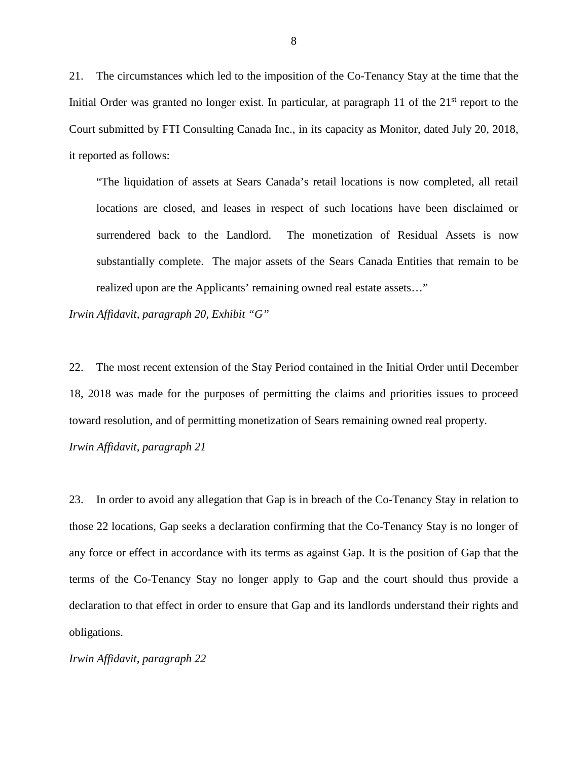21. The circumstances which led to the imposition of the Co-Tenancy Stay at the time that the Initial Order was granted no longer exist. In particular, at paragraph 11 of the 21st report to the Court submitted by FTI Consulting Canada Inc., in its capacity as Monitor, dated July 20, 2018, it reported as follows:

> "The liquidation of assets at Sears Canada's retail locations is now completed, all retail locations are closed, and leases in respect of such locations have been disclaimed or surrendered back to the Landlord. The monetization of Residual Assets is now substantially complete. The major assets of the Sears Canada Entities that remain to be realized upon are the Applicants' remaining owned real estate assets…"

*Irwin Affidavit, paragraph 20, Exhibit "G"*

22. The most recent extension of the Stay Period contained in the Initial Order until December 18, 2018 was made for the purposes of permitting the claims and priorities issues to proceed toward resolution, and of permitting monetization of Sears remaining owned real property.

*Irwin Affidavit, paragraph 21*

23. In order to avoid any allegation that Gap is in breach of the Co-Tenancy Stay in relation to those 22 locations, Gap seeks a declaration confirming that the Co-Tenancy Stay is no longer of any force or effect in accordance with its terms as against Gap. It is the position of Gap that the terms of the Co-Tenancy Stay no longer apply to Gap and the court should thus provide a declaration to that effect in order to ensure that Gap and its landlords understand their rights and obligations.

*Irwin Affidavit, paragraph 22*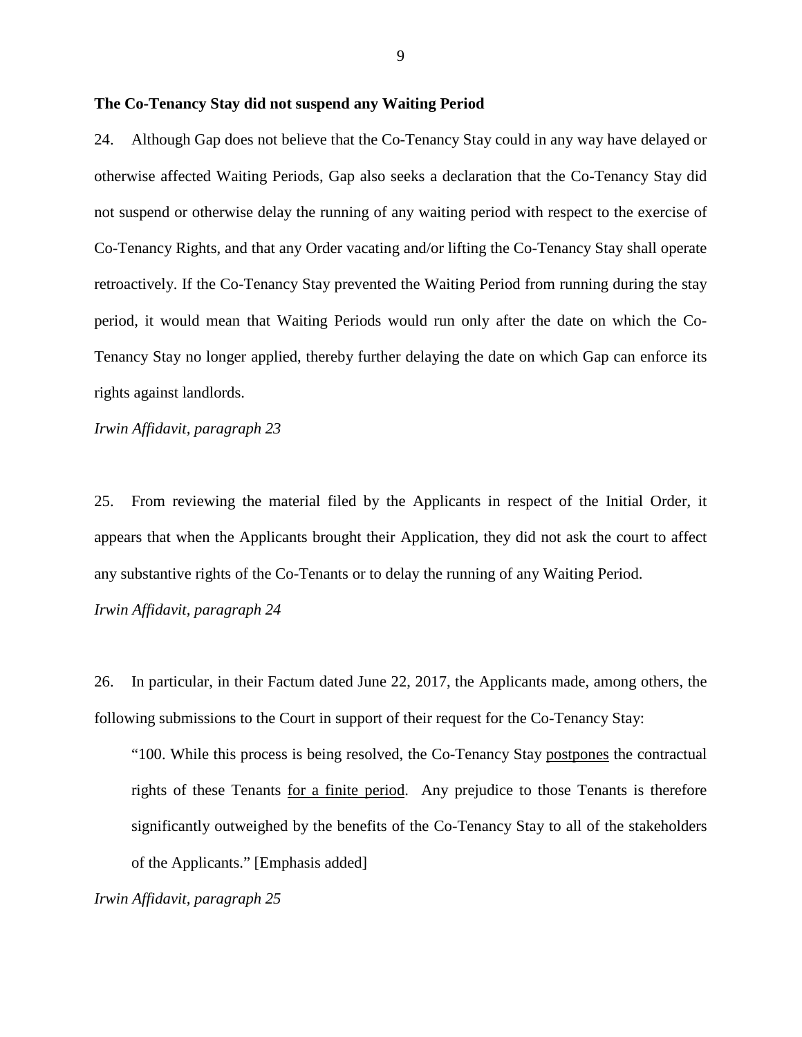**The Co-Tenancy Stay did not suspend any Waiting Period**

24. Although Gap does not believe that the Co-Tenancy Stay could in any way have delayed or otherwise affected Waiting Periods, Gap also seeks a declaration that the Co-Tenancy Stay did not suspend or otherwise delay the running of any waiting period with respect to the exercise of Co-Tenancy Rights, and that any Order vacating and/or lifting the Co-Tenancy Stay shall operate retroactively. If the Co-Tenancy Stay prevented the Waiting Period from running during the stay period, it would mean that Waiting Periods would run only after the date on which the Co-Tenancy Stay no longer applied, thereby further delaying the date on which Gap can enforce its rights against landlords.

*Irwin Affidavit, paragraph 23*

25. From reviewing the material filed by the Applicants in respect of the Initial Order, it appears that when the Applicants brought their Application, they did not ask the court to affect any substantive rights of the Co-Tenants or to delay the running of any Waiting Period.

*Irwin Affidavit, paragraph 24*

26. In particular, in their Factum dated June 22, 2017, the Applicants made, among others, the following submissions to the Court in support of their request for the Co-Tenancy Stay:

> "100. While this process is being resolved, the Co-Tenancy Stay <u>postpones</u> the contractual rights of these Tenants <u>for a finite period</u>. Any prejudice to those Tenants is therefore significantly outweighed by the benefits of the Co-Tenancy Stay to all of the stakeholders of the Applicants." [Emphasis added]

*Irwin Affidavit, paragraph 25*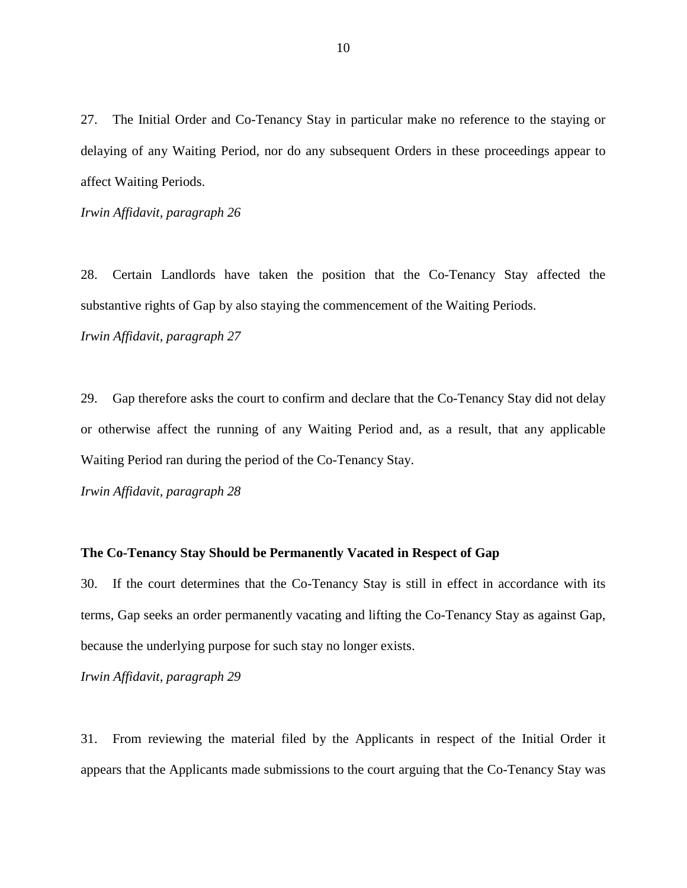27. The Initial Order and Co-Tenancy Stay in particular make no reference to the staying or delaying of any Waiting Period, nor do any subsequent Orders in these proceedings appear to affect Waiting Periods.

*Irwin Affidavit, paragraph 26*

28. Certain Landlords have taken the position that the Co-Tenancy Stay affected the substantive rights of Gap by also staying the commencement of the Waiting Periods.

*Irwin Affidavit, paragraph 27*

29. Gap therefore asks the court to confirm and declare that the Co-Tenancy Stay did not delay or otherwise affect the running of any Waiting Period and, as a result, that any applicable Waiting Period ran during the period of the Co-Tenancy Stay.

*Irwin Affidavit, paragraph 28*

**The Co-Tenancy Stay Should be Permanently Vacated in Respect of Gap**

30. If the court determines that the Co-Tenancy Stay is still in effect in accordance with its terms, Gap seeks an order permanently vacating and lifting the Co-Tenancy Stay as against Gap, because the underlying purpose for such stay no longer exists.

*Irwin Affidavit, paragraph 29*

31. From reviewing the material filed by the Applicants in respect of the Initial Order it appears that the Applicants made submissions to the court arguing that the Co-Tenancy Stay was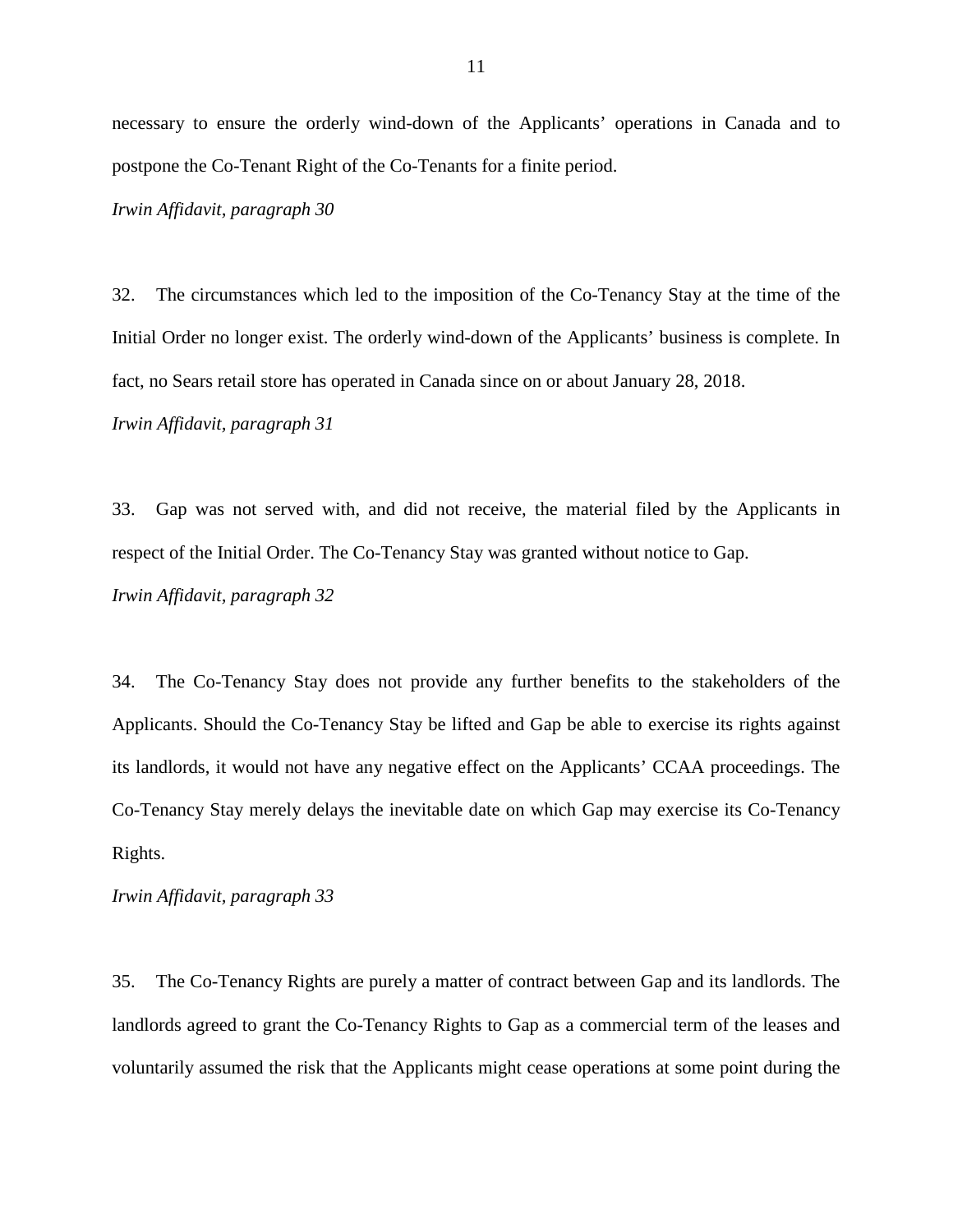necessary to ensure the orderly wind-down of the Applicants' operations in Canada and to postpone the Co-Tenant Right of the Co-Tenants for a finite period.

*Irwin Affidavit, paragraph 30*

32. The circumstances which led to the imposition of the Co-Tenancy Stay at the time of the Initial Order no longer exist. The orderly wind-down of the Applicants' business is complete. In fact, no Sears retail store has operated in Canada since on or about January 28, 2018.

*Irwin Affidavit, paragraph 31*

33. Gap was not served with, and did not receive, the material filed by the Applicants in respect of the Initial Order. The Co-Tenancy Stay was granted without notice to Gap.

*Irwin Affidavit, paragraph 32*

34. The Co-Tenancy Stay does not provide any further benefits to the stakeholders of the Applicants. Should the Co-Tenancy Stay be lifted and Gap be able to exercise its rights against its landlords, it would not have any negative effect on the Applicants' CCAA proceedings. The Co-Tenancy Stay merely delays the inevitable date on which Gap may exercise its Co-Tenancy Rights.

*Irwin Affidavit, paragraph 33*

35. The Co-Tenancy Rights are purely a matter of contract between Gap and its landlords. The landlords agreed to grant the Co-Tenancy Rights to Gap as a commercial term of the leases and voluntarily assumed the risk that the Applicants might cease operations at some point during the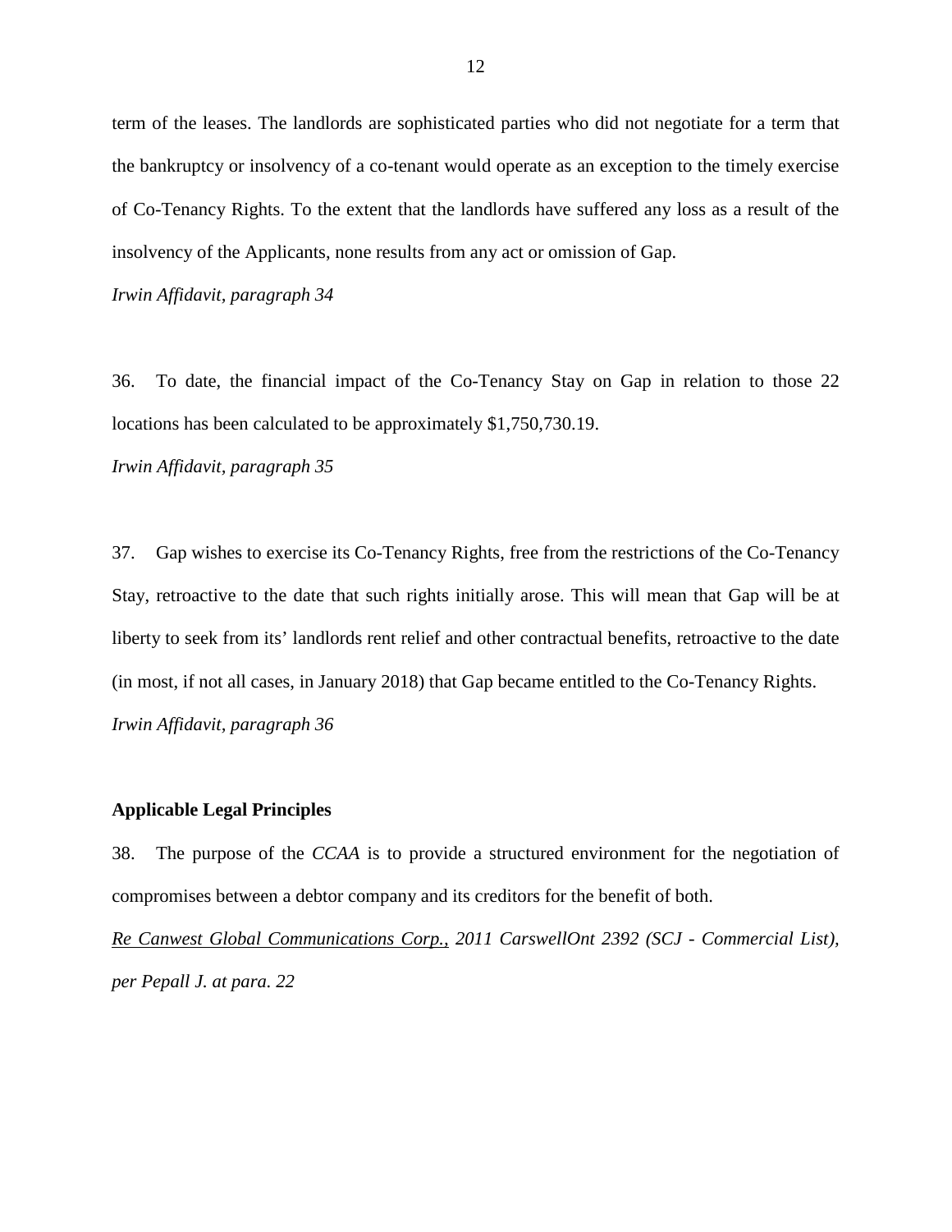term of the leases. The landlords are sophisticated parties who did not negotiate for a term that the bankruptcy or insolvency of a co-tenant would operate as an exception to the timely exercise of Co-Tenancy Rights. To the extent that the landlords have suffered any loss as a result of the insolvency of the Applicants, none results from any act or omission of Gap.

*Irwin Affidavit, paragraph 34*

36. To date, the financial impact of the Co-Tenancy Stay on Gap in relation to those 22 locations has been calculated to be approximately $1,750,730.19.

*Irwin Affidavit, paragraph 35*

37. Gap wishes to exercise its Co-Tenancy Rights, free from the restrictions of the Co-Tenancy Stay, retroactive to the date that such rights initially arose. This will mean that Gap will be at liberty to seek from its' landlords rent relief and other contractual benefits, retroactive to the date (in most, if not all cases, in January 2018) that Gap became entitled to the Co-Tenancy Rights.

*Irwin Affidavit, paragraph 36*

**Applicable Legal Principles**

38. The purpose of the *CCAA* is to provide a structured environment for the negotiation of compromises between a debtor company and its creditors for the benefit of both.

*Re Canwest Global Communications Corp., 2011 CarswellOnt 2392 (SCJ - Commercial List), per Pepall J. at para. 22*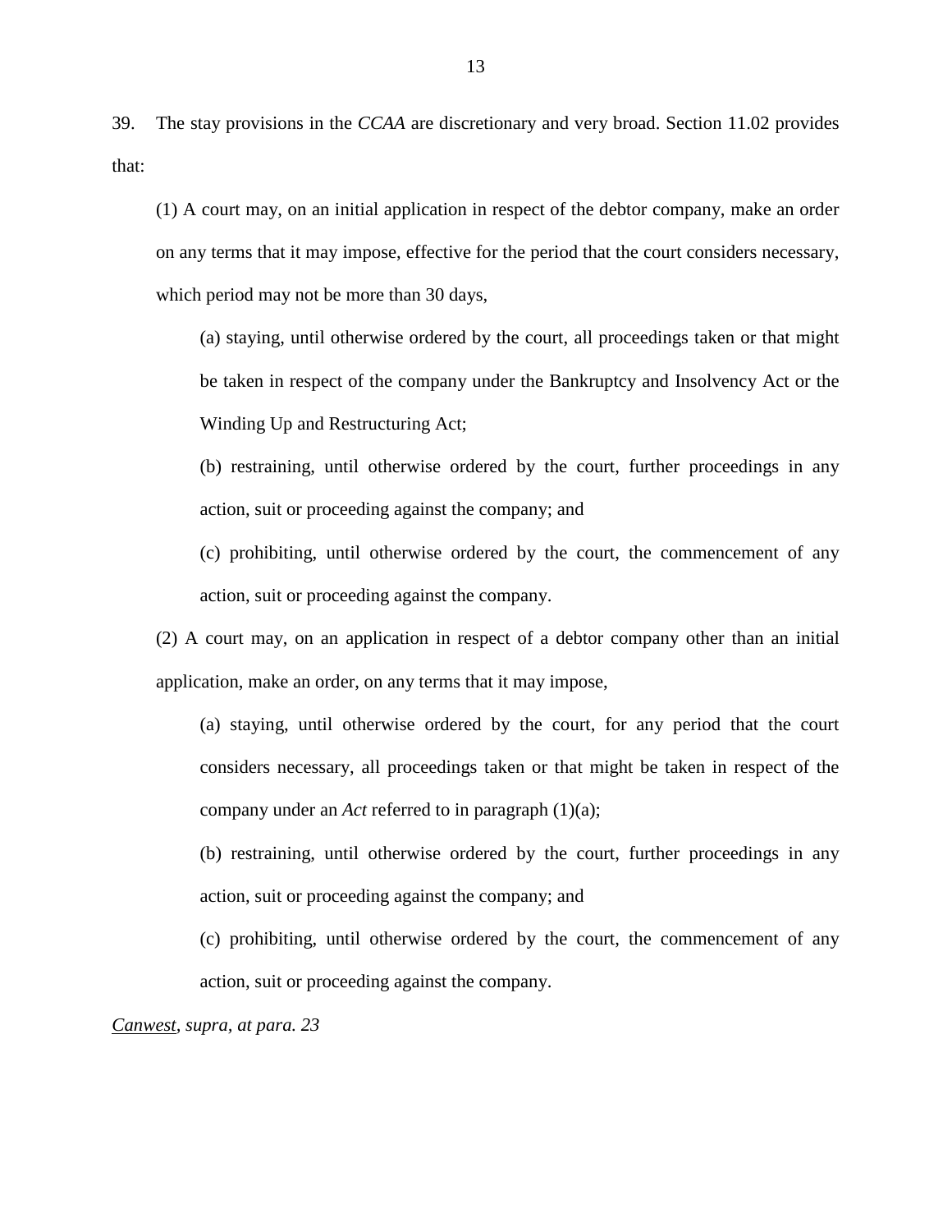39. The stay provisions in the *CCAA* are discretionary and very broad. Section 11.02 provides that:

> (1) A court may, on an initial application in respect of the debtor company, make an order on any terms that it may impose, effective for the period that the court considers necessary, which period may not be more than 30 days,
>
> > (a) staying, until otherwise ordered by the court, all proceedings taken or that might be taken in respect of the company under the Bankruptcy and Insolvency Act or the Winding Up and Restructuring Act;
> >
> > (b) restraining, until otherwise ordered by the court, further proceedings in any action, suit or proceeding against the company; and
> >
> > (c) prohibiting, until otherwise ordered by the court, the commencement of any action, suit or proceeding against the company.
>
> (2) A court may, on an application in respect of a debtor company other than an initial application, make an order, on any terms that it may impose,
>
> > (a) staying, until otherwise ordered by the court, for any period that the court considers necessary, all proceedings taken or that might be taken in respect of the company under an *Act* referred to in paragraph (1)(a);
> >
> > (b) restraining, until otherwise ordered by the court, further proceedings in any action, suit or proceeding against the company; and
> >
> > (c) prohibiting, until otherwise ordered by the court, the commencement of any action, suit or proceeding against the company.

*Canwest, supra, at para. 23*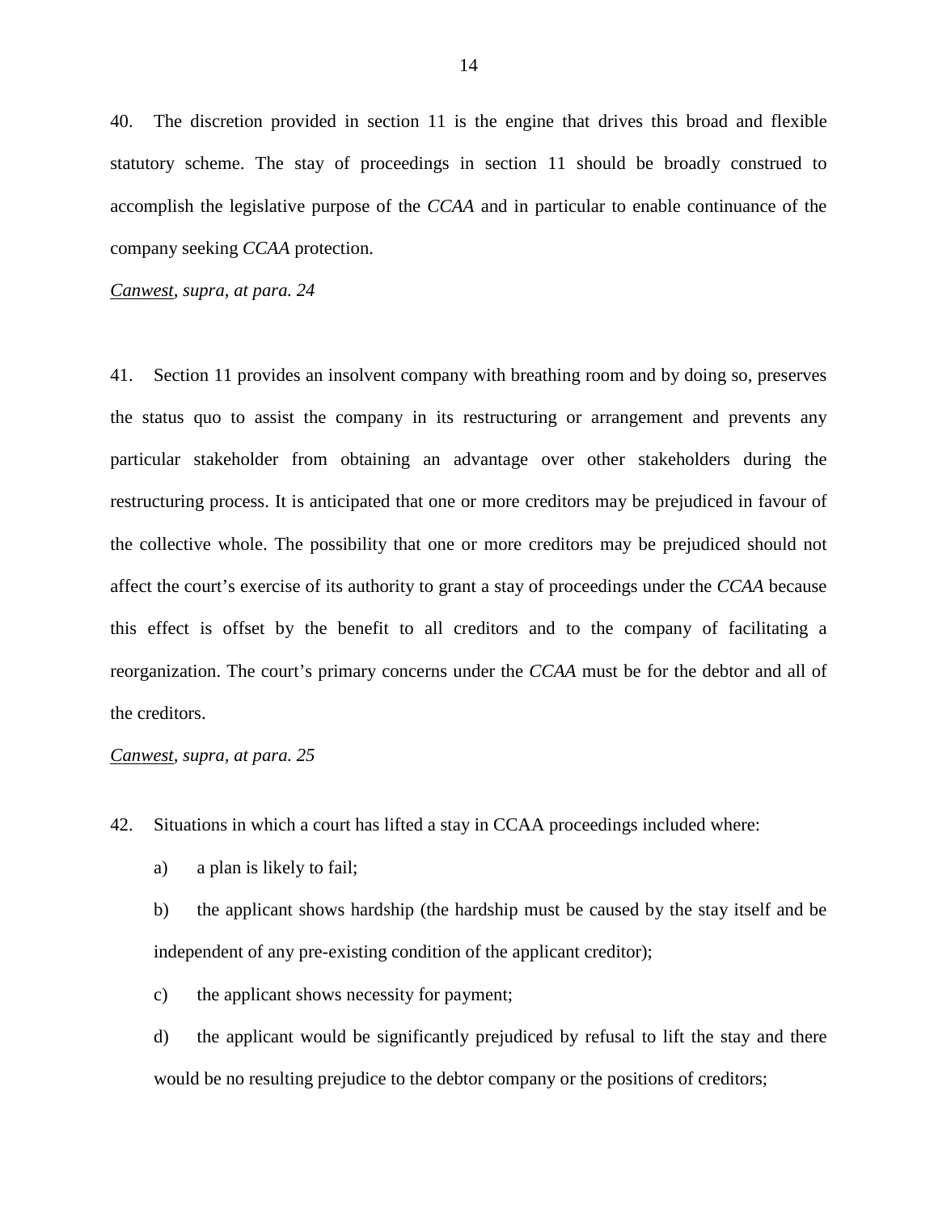40. The discretion provided in section 11 is the engine that drives this broad and flexible statutory scheme. The stay of proceedings in section 11 should be broadly construed to accomplish the legislative purpose of the *CCAA* and in particular to enable continuance of the company seeking *CCAA* protection.

*Canwest, supra, at para. 24*

41. Section 11 provides an insolvent company with breathing room and by doing so, preserves the status quo to assist the company in its restructuring or arrangement and prevents any particular stakeholder from obtaining an advantage over other stakeholders during the restructuring process. It is anticipated that one or more creditors may be prejudiced in favour of the collective whole. The possibility that one or more creditors may be prejudiced should not affect the court's exercise of its authority to grant a stay of proceedings under the *CCAA* because this effect is offset by the benefit to all creditors and to the company of facilitating a reorganization. The court's primary concerns under the *CCAA* must be for the debtor and all of the creditors.

*Canwest, supra, at para. 25*

42. Situations in which a court has lifted a stay in CCAA proceedings included where:

a) a plan is likely to fail;

b) the applicant shows hardship (the hardship must be caused by the stay itself and be independent of any pre-existing condition of the applicant creditor);

c) the applicant shows necessity for payment;

d) the applicant would be significantly prejudiced by refusal to lift the stay and there would be no resulting prejudice to the debtor company or the positions of creditors;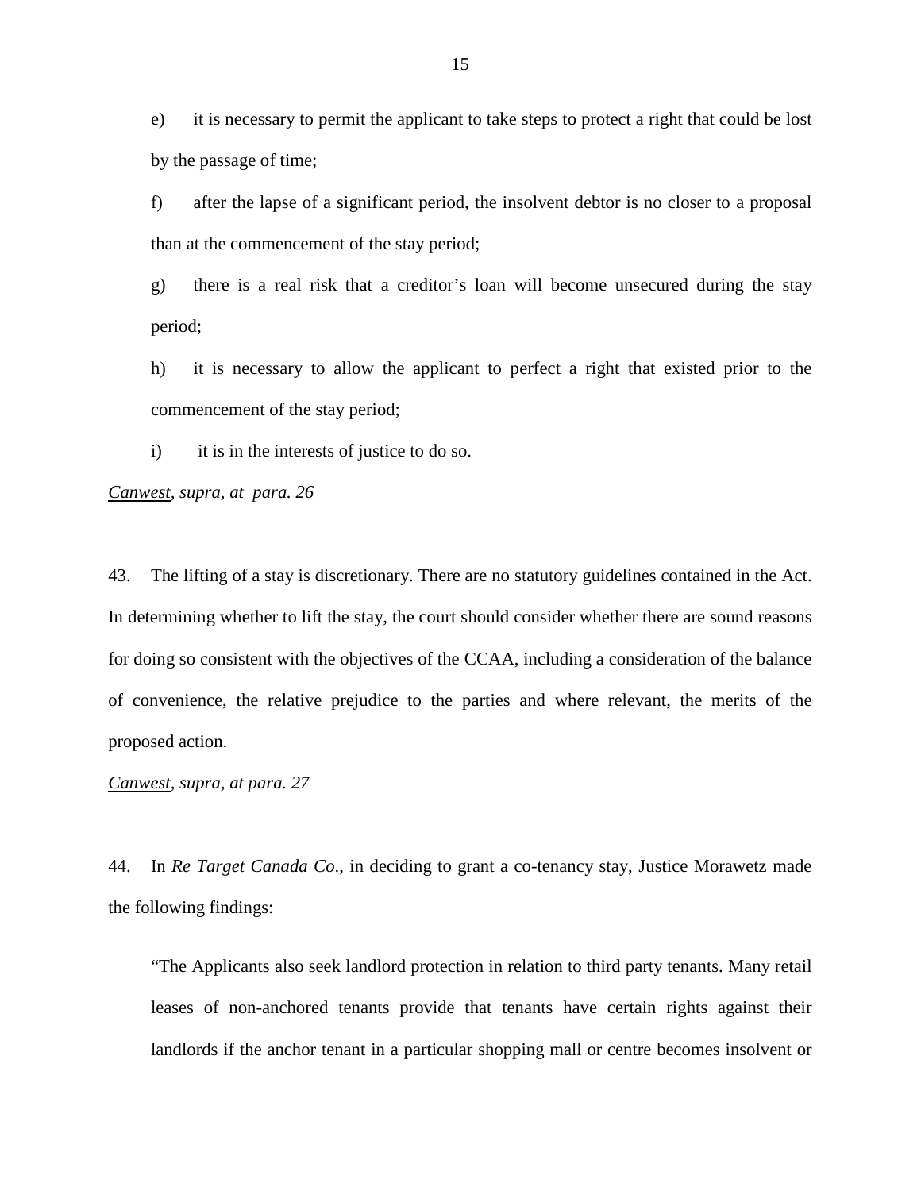e) it is necessary to permit the applicant to take steps to protect a right that could be lost by the passage of time;

f) after the lapse of a significant period, the insolvent debtor is no closer to a proposal than at the commencement of the stay period;

g) there is a real risk that a creditor's loan will become unsecured during the stay period;

h) it is necessary to allow the applicant to perfect a right that existed prior to the commencement of the stay period;

i) it is in the interests of justice to do so.

*Canwest, supra, at para. 26*

43. The lifting of a stay is discretionary. There are no statutory guidelines contained in the Act. In determining whether to lift the stay, the court should consider whether there are sound reasons for doing so consistent with the objectives of the CCAA, including a consideration of the balance of convenience, the relative prejudice to the parties and where relevant, the merits of the proposed action.

*Canwest, supra, at para. 27*

44. In *Re Target Canada Co.*, in deciding to grant a co-tenancy stay, Justice Morawetz made the following findings:

> "The Applicants also seek landlord protection in relation to third party tenants. Many retail leases of non-anchored tenants provide that tenants have certain rights against their landlords if the anchor tenant in a particular shopping mall or centre becomes insolvent or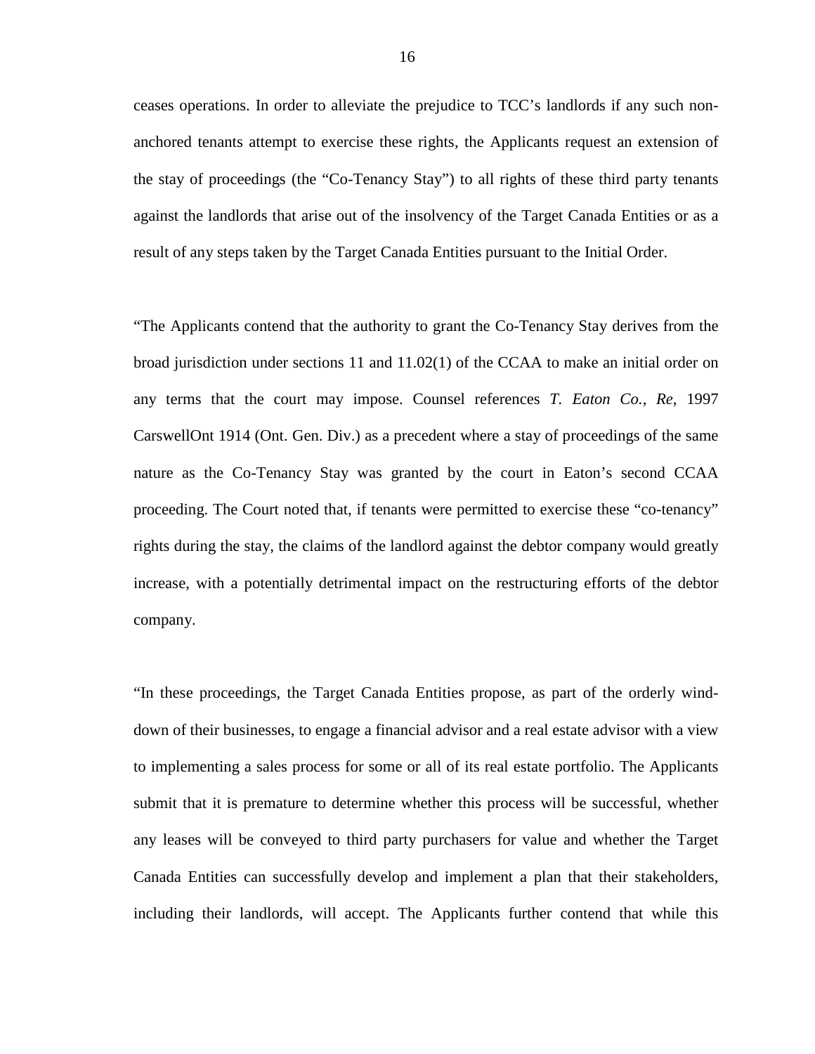ceases operations. In order to alleviate the prejudice to TCC's landlords if any such non-anchored tenants attempt to exercise these rights, the Applicants request an extension of the stay of proceedings (the "Co-Tenancy Stay") to all rights of these third party tenants against the landlords that arise out of the insolvency of the Target Canada Entities or as a result of any steps taken by the Target Canada Entities pursuant to the Initial Order.

"The Applicants contend that the authority to grant the Co-Tenancy Stay derives from the broad jurisdiction under sections 11 and 11.02(1) of the CCAA to make an initial order on any terms that the court may impose. Counsel references *T. Eaton Co., Re*, 1997 CarswellOnt 1914 (Ont. Gen. Div.) as a precedent where a stay of proceedings of the same nature as the Co-Tenancy Stay was granted by the court in Eaton's second CCAA proceeding. The Court noted that, if tenants were permitted to exercise these "co-tenancy" rights during the stay, the claims of the landlord against the debtor company would greatly increase, with a potentially detrimental impact on the restructuring efforts of the debtor company.

"In these proceedings, the Target Canada Entities propose, as part of the orderly wind-down of their businesses, to engage a financial advisor and a real estate advisor with a view to implementing a sales process for some or all of its real estate portfolio. The Applicants submit that it is premature to determine whether this process will be successful, whether any leases will be conveyed to third party purchasers for value and whether the Target Canada Entities can successfully develop and implement a plan that their stakeholders, including their landlords, will accept. The Applicants further contend that while this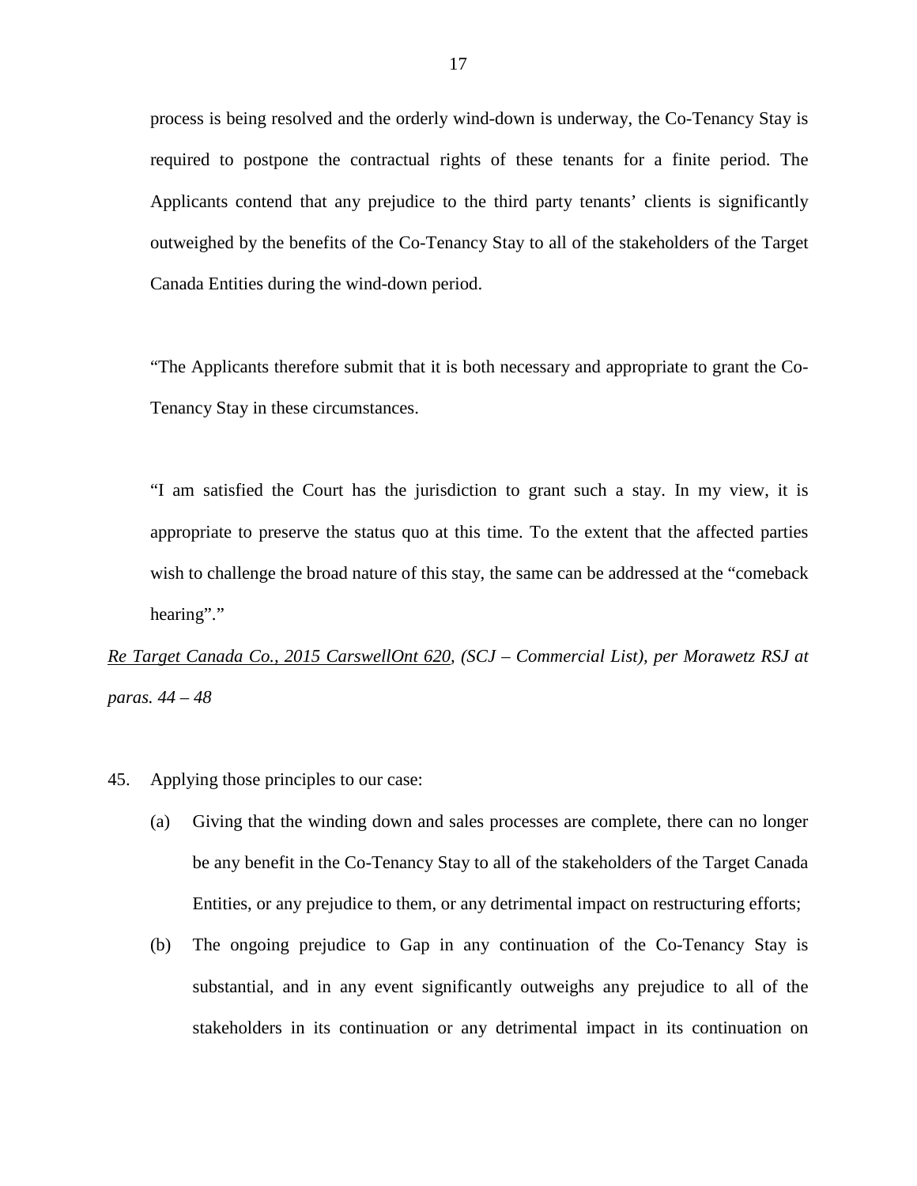process is being resolved and the orderly wind-down is underway, the Co-Tenancy Stay is required to postpone the contractual rights of these tenants for a finite period. The Applicants contend that any prejudice to the third party tenants' clients is significantly outweighed by the benefits of the Co-Tenancy Stay to all of the stakeholders of the Target Canada Entities during the wind-down period.

"The Applicants therefore submit that it is both necessary and appropriate to grant the Co-Tenancy Stay in these circumstances.

"I am satisfied the Court has the jurisdiction to grant such a stay. In my view, it is appropriate to preserve the status quo at this time. To the extent that the affected parties wish to challenge the broad nature of this stay, the same can be addressed at the "comeback hearing"."

*Re Target Canada Co., 2015 CarswellOnt 620, (SCJ – Commercial List), per Morawetz RSJ at paras. 44 – 48*

45. Applying those principles to our case:

    (a) Giving that the winding down and sales processes are complete, there can no longer be any benefit in the Co-Tenancy Stay to all of the stakeholders of the Target Canada Entities, or any prejudice to them, or any detrimental impact on restructuring efforts;

    (b) The ongoing prejudice to Gap in any continuation of the Co-Tenancy Stay is substantial, and in any event significantly outweighs any prejudice to all of the stakeholders in its continuation or any detrimental impact in its continuation on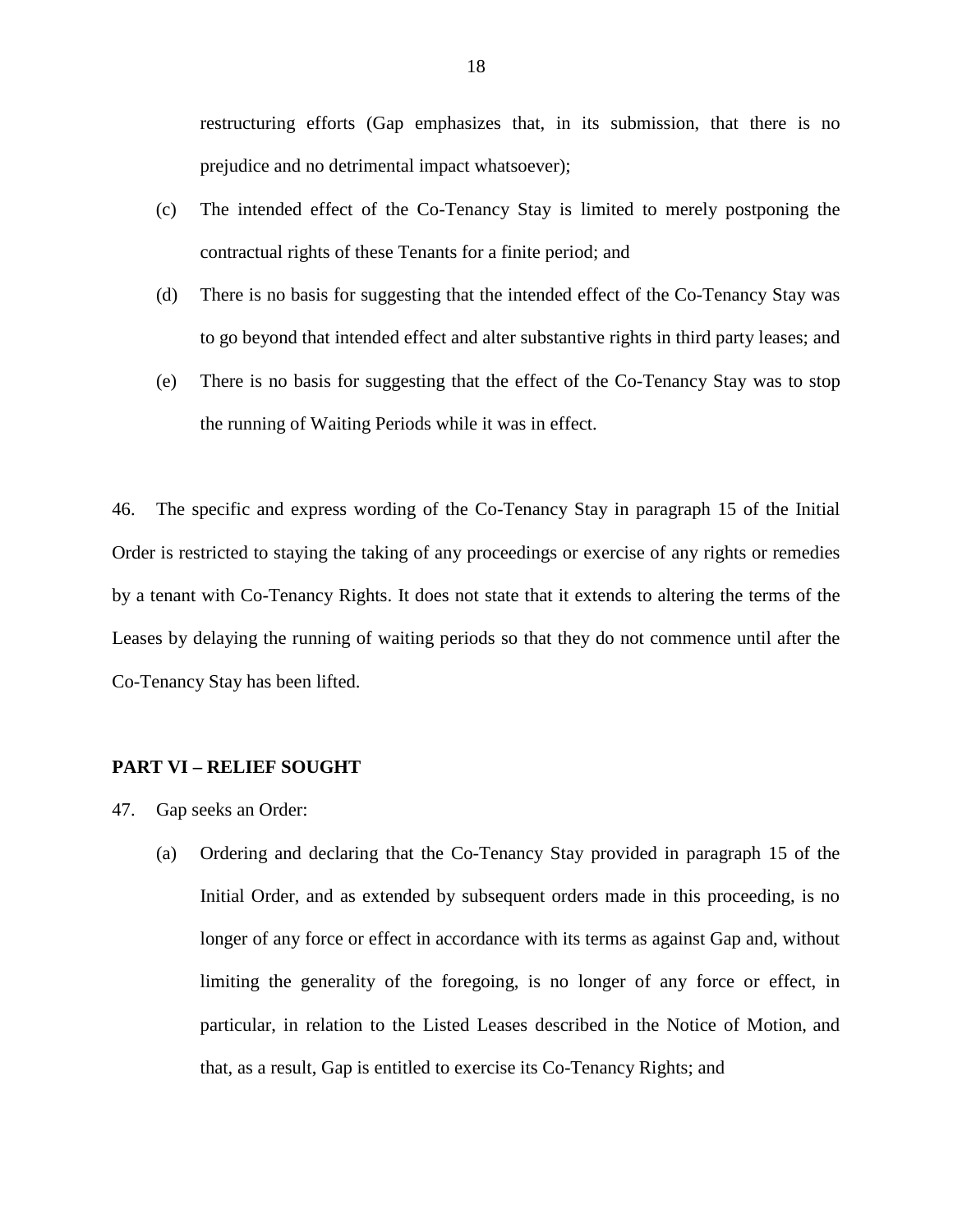restructuring efforts (Gap emphasizes that, in its submission, that there is no prejudice and no detrimental impact whatsoever);

(c) The intended effect of the Co-Tenancy Stay is limited to merely postponing the contractual rights of these Tenants for a finite period; and

(d) There is no basis for suggesting that the intended effect of the Co-Tenancy Stay was to go beyond that intended effect and alter substantive rights in third party leases; and

(e) There is no basis for suggesting that the effect of the Co-Tenancy Stay was to stop the running of Waiting Periods while it was in effect.

46. The specific and express wording of the Co-Tenancy Stay in paragraph 15 of the Initial Order is restricted to staying the taking of any proceedings or exercise of any rights or remedies by a tenant with Co-Tenancy Rights. It does not state that it extends to altering the terms of the Leases by delaying the running of waiting periods so that they do not commence until after the Co-Tenancy Stay has been lifted.

**PART VI – RELIEF SOUGHT**

47. Gap seeks an Order:

(a) Ordering and declaring that the Co-Tenancy Stay provided in paragraph 15 of the Initial Order, and as extended by subsequent orders made in this proceeding, is no longer of any force or effect in accordance with its terms as against Gap and, without limiting the generality of the foregoing, is no longer of any force or effect, in particular, in relation to the Listed Leases described in the Notice of Motion, and that, as a result, Gap is entitled to exercise its Co-Tenancy Rights; and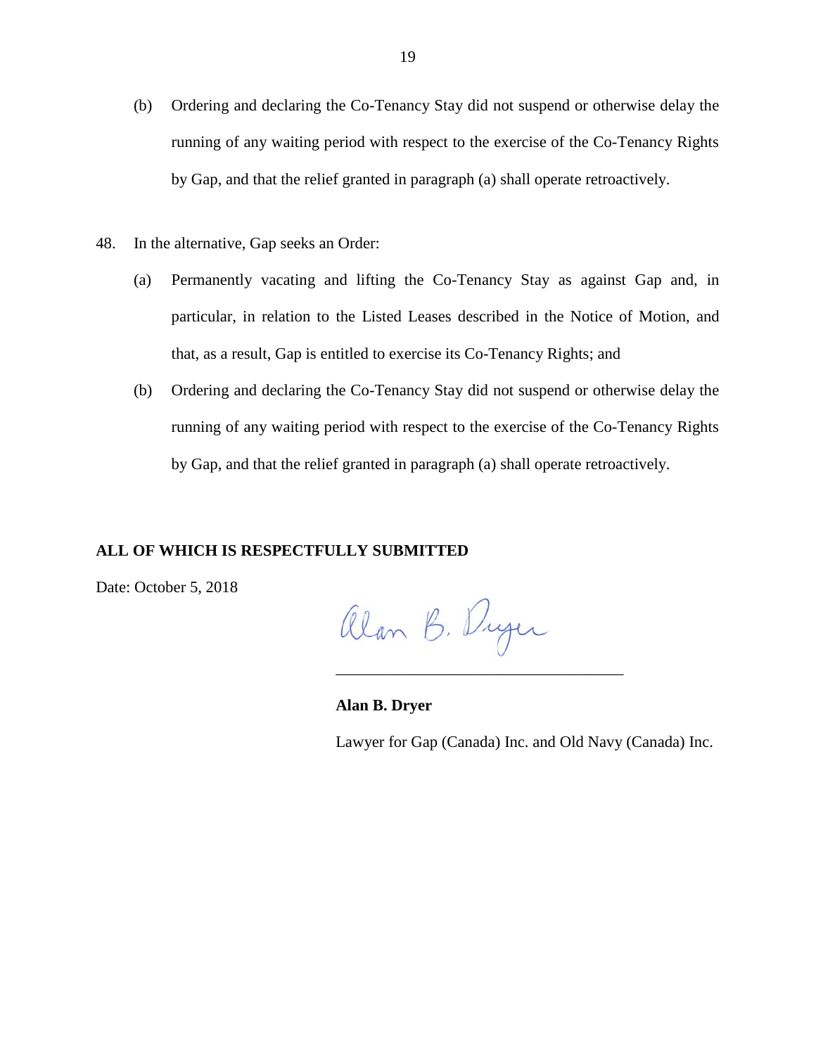(b) Ordering and declaring the Co-Tenancy Stay did not suspend or otherwise delay the running of any waiting period with respect to the exercise of the Co-Tenancy Rights by Gap, and that the relief granted in paragraph (a) shall operate retroactively.

48. In the alternative, Gap seeks an Order:

(a) Permanently vacating and lifting the Co-Tenancy Stay as against Gap and, in particular, in relation to the Listed Leases described in the Notice of Motion, and that, as a result, Gap is entitled to exercise its Co-Tenancy Rights; and

(b) Ordering and declaring the Co-Tenancy Stay did not suspend or otherwise delay the running of any waiting period with respect to the exercise of the Co-Tenancy Rights by Gap, and that the relief granted in paragraph (a) shall operate retroactively.

**ALL OF WHICH IS RESPECTFULLY SUBMITTED**

Date: October 5, 2018

Alan B. Dryer

___________________________________

**Alan B. Dryer**

Lawyer for Gap (Canada) Inc. and Old Navy (Canada) Inc.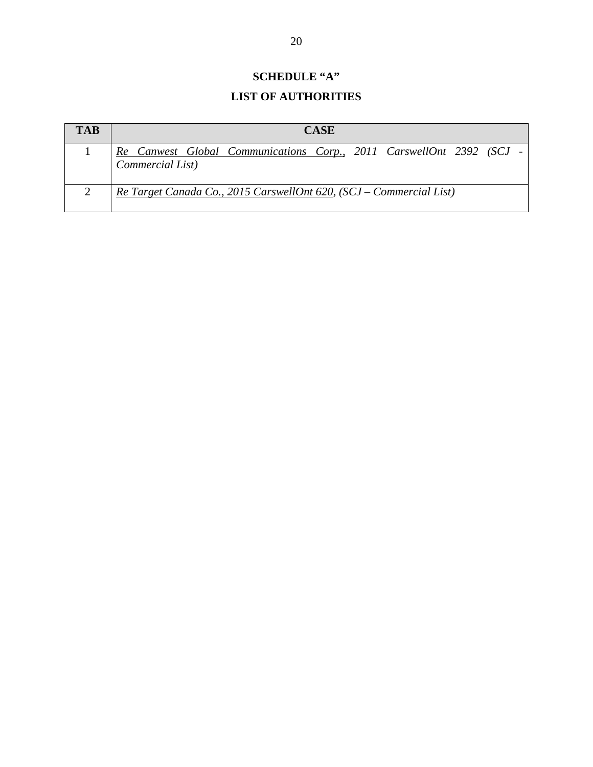## SCHEDULE "A"

## LIST OF AUTHORITIES

| TAB | CASE |
|---|---|
| 1 | *Re Canwest Global Communications Corp., 2011 CarswellOnt 2392 (SCJ - Commercial List)* |
| 2 | *Re Target Canada Co., 2015 CarswellOnt 620, (SCJ – Commercial List)* |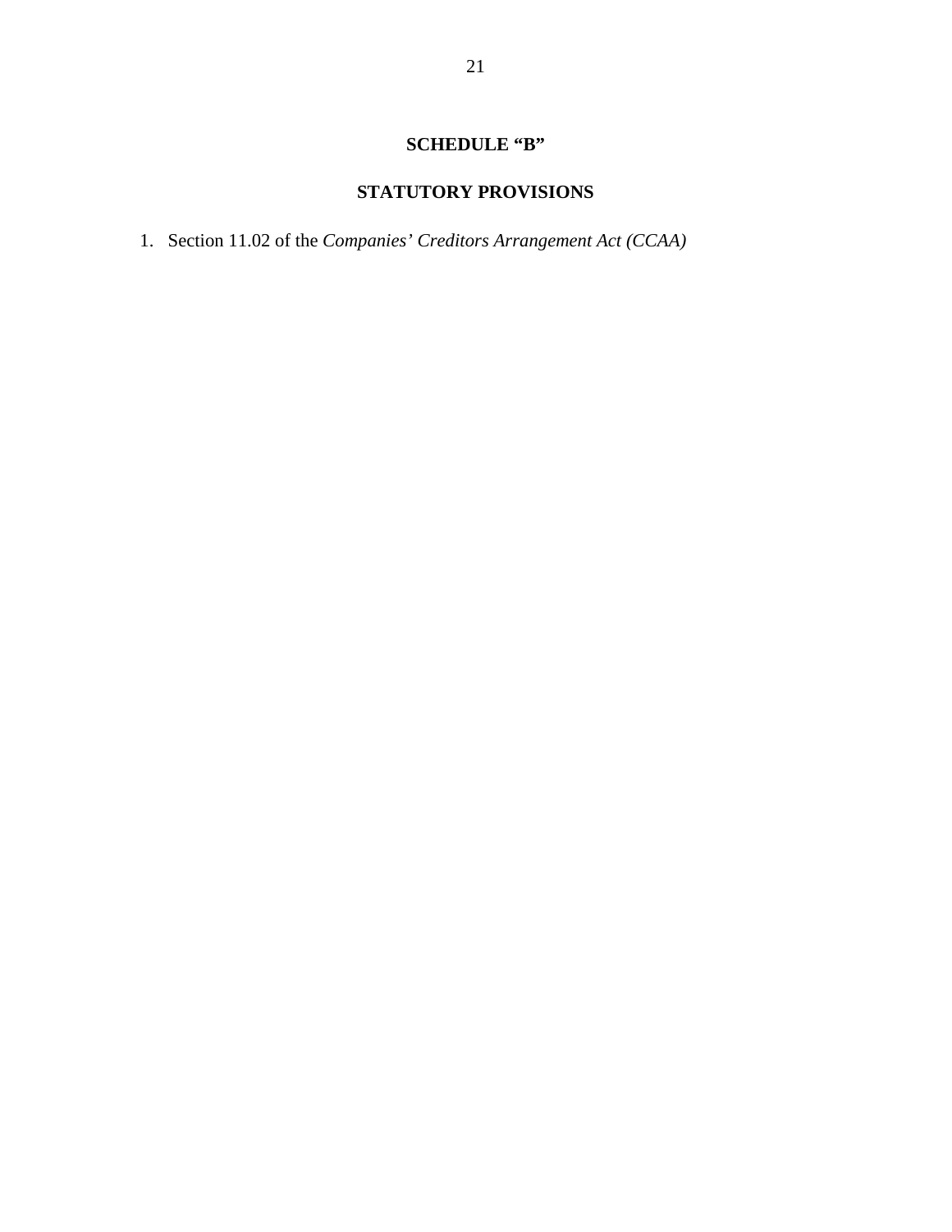# SCHEDULE "B"

## STATUTORY PROVISIONS

1. Section 11.02 of the *Companies' Creditors Arrangement Act (CCAA)*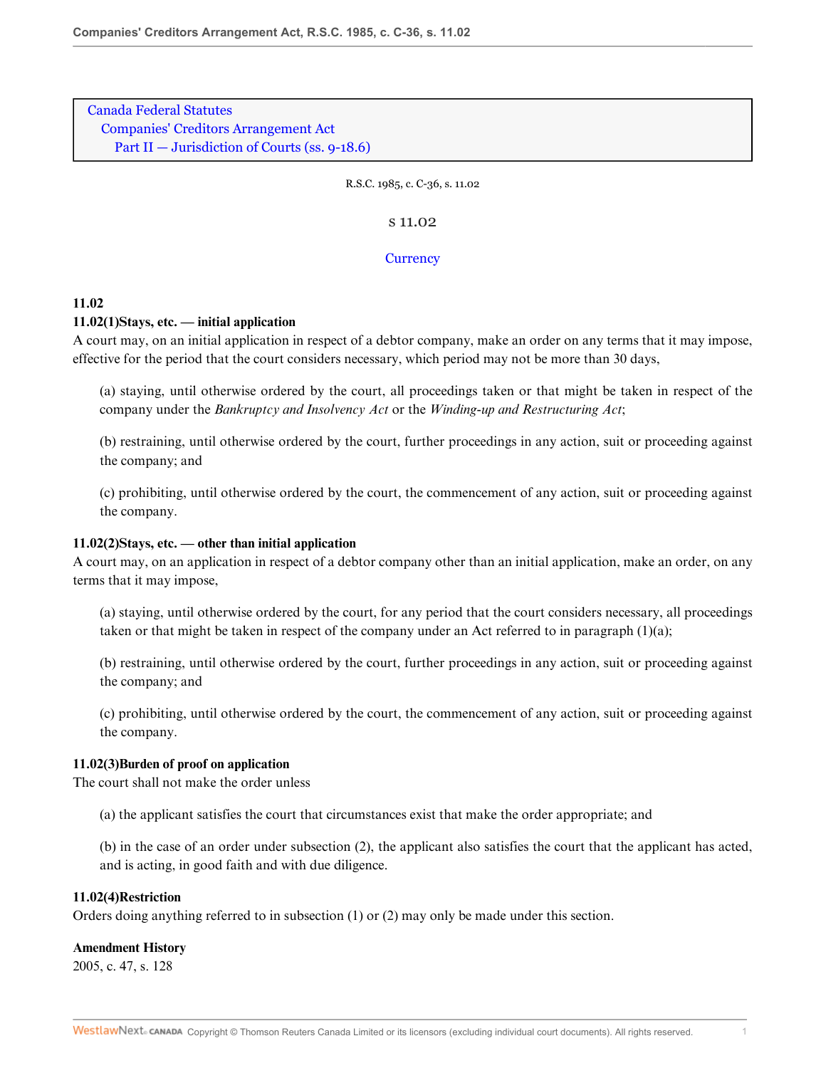Canada Federal Statutes
Companies' Creditors Arrangement Act
Part II — Jurisdiction of Courts (ss. 9-18.6)

R.S.C. 1985, c. C-36, s. 11.02

s 11.02

Currency

**11.02**

**11.02(1)Stays, etc. — initial application**

A court may, on an initial application in respect of a debtor company, make an order on any terms that it may impose, effective for the period that the court considers necessary, which period may not be more than 30 days,

(a) staying, until otherwise ordered by the court, all proceedings taken or that might be taken in respect of the company under the *Bankruptcy and Insolvency Act* or the *Winding-up and Restructuring Act*;

(b) restraining, until otherwise ordered by the court, further proceedings in any action, suit or proceeding against the company; and

(c) prohibiting, until otherwise ordered by the court, the commencement of any action, suit or proceeding against the company.

**11.02(2)Stays, etc. — other than initial application**

A court may, on an application in respect of a debtor company other than an initial application, make an order, on any terms that it may impose,

(a) staying, until otherwise ordered by the court, for any period that the court considers necessary, all proceedings taken or that might be taken in respect of the company under an Act referred to in paragraph (1)(a);

(b) restraining, until otherwise ordered by the court, further proceedings in any action, suit or proceeding against the company; and

(c) prohibiting, until otherwise ordered by the court, the commencement of any action, suit or proceeding against the company.

**11.02(3)Burden of proof on application**

The court shall not make the order unless

(a) the applicant satisfies the court that circumstances exist that make the order appropriate; and

(b) in the case of an order under subsection (2), the applicant also satisfies the court that the applicant has acted, and is acting, in good faith and with due diligence.

**11.02(4)Restriction**

Orders doing anything referred to in subsection (1) or (2) may only be made under this section.

**Amendment History**

2005, c. 47, s. 128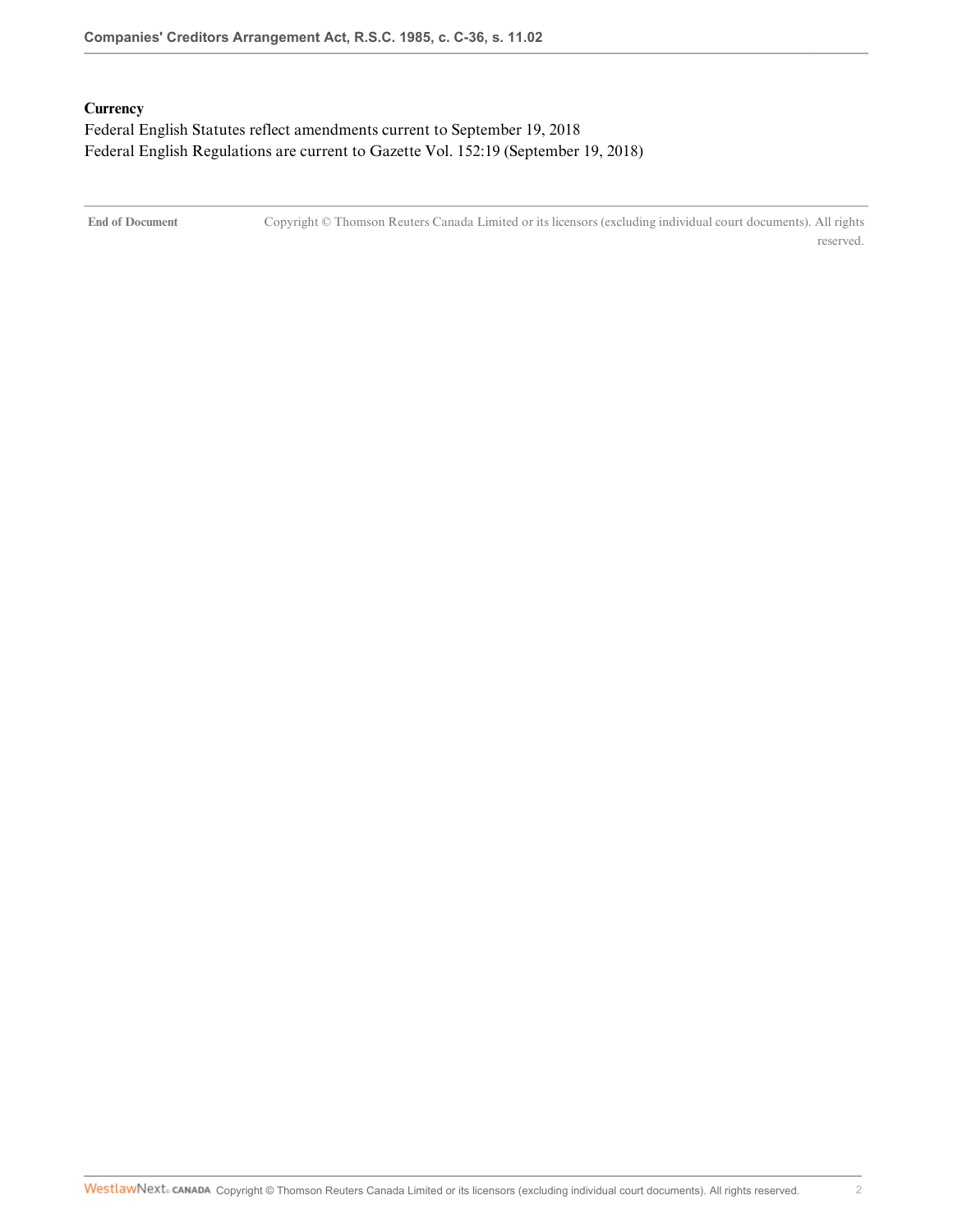**Currency**

Federal English Statutes reflect amendments current to September 19, 2018

Federal English Regulations are current to Gazette Vol. 152:19 (September 19, 2018)

**End of Document** Copyright © Thomson Reuters Canada Limited or its licensors (excluding individual court documents). All rights reserved.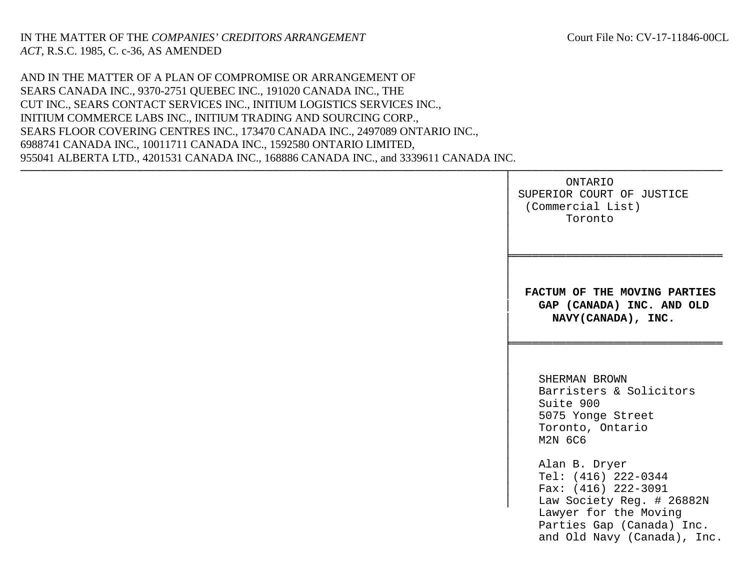IN THE MATTER OF THE *COMPANIES' CREDITORS ARRANGEMENT ACT*, R.S.C. 1985, C. c-36, AS AMENDED

Court File No: CV-17-11846-00CL

AND IN THE MATTER OF A PLAN OF COMPROMISE OR ARRANGEMENT OF SEARS CANADA INC., 9370-2751 QUEBEC INC., 191020 CANADA INC., THE CUT INC., SEARS CONTACT SERVICES INC., INITIUM LOGISTICS SERVICES INC., INITIUM COMMERCE LABS INC., INITIUM TRADING AND SOURCING CORP., SEARS FLOOR COVERING CENTRES INC., 173470 CANADA INC., 2497089 ONTARIO INC., 6988741 CANADA INC., 10011711 CANADA INC., 1592580 ONTARIO LIMITED, 955041 ALBERTA LTD., 4201531 CANADA INC., 168886 CANADA INC., and 3339611 CANADA INC.

ONTARIO
SUPERIOR COURT OF JUSTICE
(Commercial List)
Toronto

**FACTUM OF THE MOVING PARTIES GAP (CANADA) INC. AND OLD NAVY(CANADA), INC.**

SHERMAN BROWN
Barristers & Solicitors
Suite 900
5075 Yonge Street
Toronto, Ontario
M2N 6C6

Alan B. Dryer
Tel: (416) 222-0344
Fax: (416) 222-3091
Law Society Reg. # 26882N
Lawyer for the Moving Parties Gap (Canada) Inc. and Old Navy (Canada), Inc.